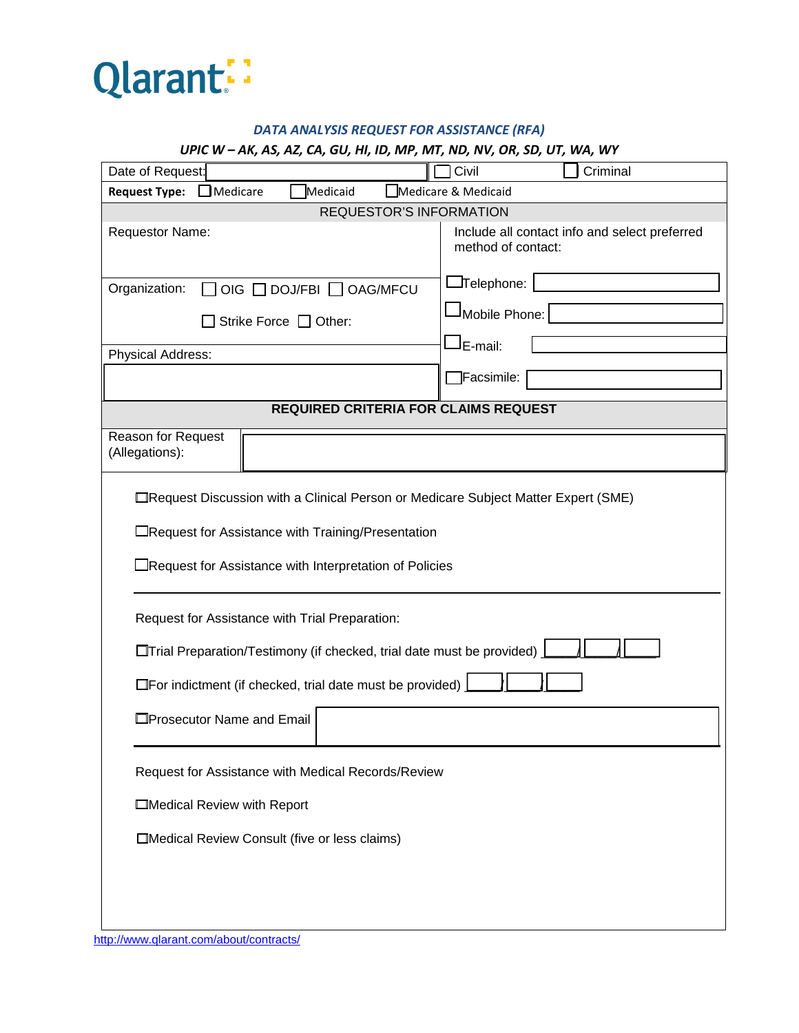Qlarant

***DATA ANALYSIS REQUEST FOR ASSISTANCE (RFA)***

***UPIC W – AK, AS, AZ, CA, GU, HI, ID, MP, MT, ND, NV, OR, SD, UT, WA, WY***

| Date of Request: | ☐ Civil | ☐ Criminal |
|---|---|---|
| **Request Type:** ☐ Medicare ☐ Medicaid ☐ Medicare & Medicaid | | |

**REQUESTOR'S INFORMATION**

| | |
|---|---|
| Requestor Name: | Include all contact info and select preferred method of contact: |
| Organization: ☐ OIG ☐ DOJ/FBI ☐ OAG/MFCU ☐ Strike Force ☐ Other: | ☐ Telephone: |
| | ☐ Mobile Phone: |
| Physical Address: | ☐ E-mail: |
| | ☐ Facsimile: |

**REQUIRED CRITERIA FOR CLAIMS REQUEST**

| Reason for Request (Allegations): | |
|---|---|

☐ Request Discussion with a Clinical Person or Medicare Subject Matter Expert (SME)

☐ Request for Assistance with Training/Presentation

☐ Request for Assistance with Interpretation of Policies

---

Request for Assistance with Trial Preparation:

☐ Trial Preparation/Testimony (if checked, trial date must be provided) ____/____/____

☐ For indictment (if checked, trial date must be provided) ____/____/____

☐ Prosecutor Name and Email

---

Request for Assistance with Medical Records/Review

☐ Medical Review with Report

☐ Medical Review Consult (five or less claims)

http://www.qlarant.com/about/contracts/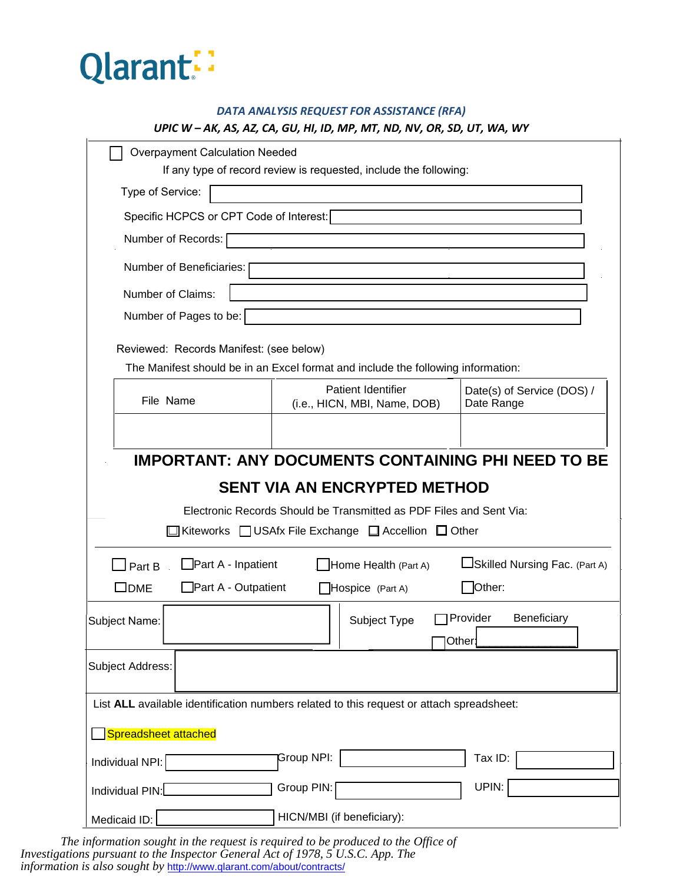Qlarant

### *DATA ANALYSIS REQUEST FOR ASSISTANCE (RFA)*

***UPIC W – AK, AS, AZ, CA, GU, HI, ID, MP, MT, ND, NV, OR, SD, UT, WA, WY***

☐ Overpayment Calculation Needed

If any type of record review is requested, include the following:

Type of Service: ____________________

Specific HCPCS or CPT Code of Interest: ____________________

Number of Records: ____________________

Number of Beneficiaries: ____________________

Number of Claims: ____________________

Number of Pages to be: ____________________

Reviewed: Records Manifest: (see below)

The Manifest should be in an Excel format and include the following information:

| File Name | Patient Identifier (i.e., HICN, MBI, Name, DOB) | Date(s) of Service (DOS) / Date Range |
|---|---|---|
| | | |

**IMPORTANT: ANY DOCUMENTS CONTAINING PHI NEED TO BE SENT VIA AN ENCRYPTED METHOD**

Electronic Records Should be Transmitted as PDF Files and Sent Via:

☐ Kiteworks ☐ USAfx File Exchange ☐ Accellion ☐ Other

☐ Part B ☐ Part A - Inpatient ☐ Home Health (Part A) ☐ Skilled Nursing Fac. (Part A)

☐ DME ☐ Part A - Outpatient ☐ Hospice (Part A) ☐ Other:

Subject Name: ____________________ Subject Type ☐ Provider Beneficiary ☐ Other: ____________________

Subject Address: ____________________

List **ALL** available identification numbers related to this request or attach spreadsheet:

☐ Spreadsheet attached

Individual NPI: __________ Group NPI: __________ Tax ID: __________

Individual PIN: __________ Group PIN: __________ UPIN: __________

Medicaid ID: __________ HICN/MBI (if beneficiary):

*The information sought in the request is required to be produced to the Office of Investigations pursuant to the Inspector General Act of 1978, 5 U.S.C. App. The information is also sought by* http://www.qlarant.com/about/contracts/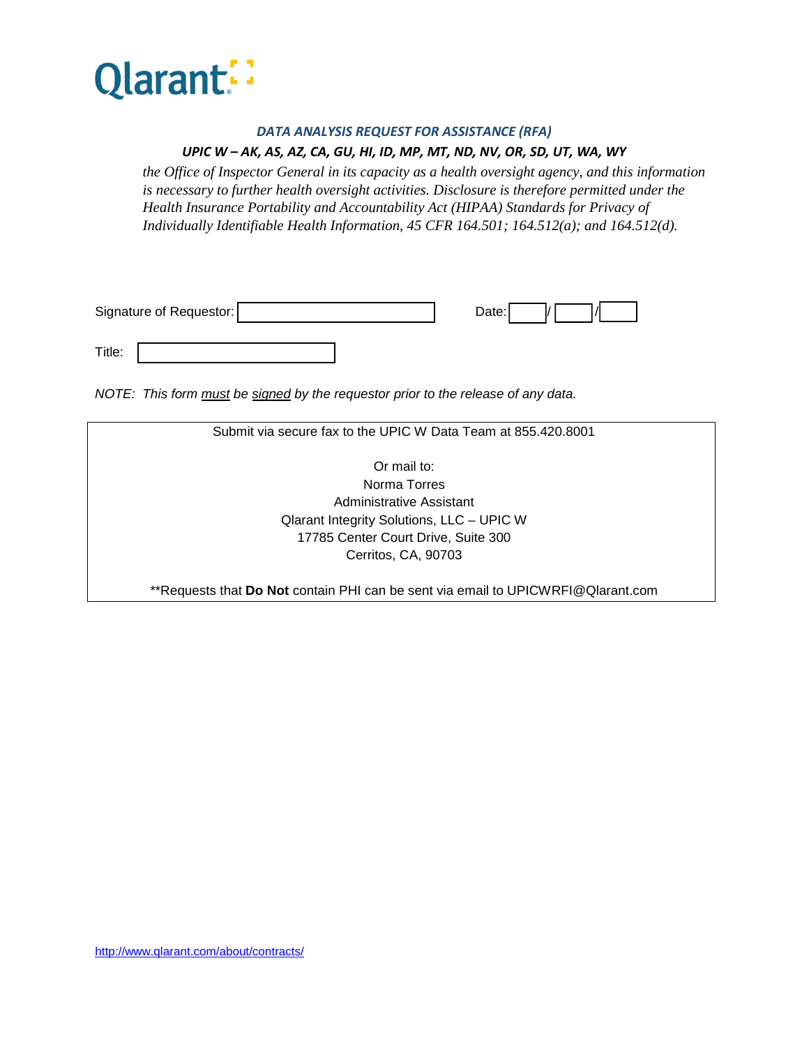Qlarant

***DATA ANALYSIS REQUEST FOR ASSISTANCE (RFA)***

***UPIC W – AK, AS, AZ, CA, GU, HI, ID, MP, MT, ND, NV, OR, SD, UT, WA, WY***

*the Office of Inspector General in its capacity as a health oversight agency, and this information is necessary to further health oversight activities. Disclosure is therefore permitted under the Health Insurance Portability and Accountability Act (HIPAA) Standards for Privacy of Individually Identifiable Health Information, 45 CFR 164.501; 164.512(a); and 164.512(d).*

Signature of Requestor: ____________________ Date: ____ / ____ / ____

Title: ____________________

*NOTE: This form must be signed by the requestor prior to the release of any data.*

Submit via secure fax to the UPIC W Data Team at 855.420.8001

Or mail to:
Norma Torres
Administrative Assistant
Qlarant Integrity Solutions, LLC – UPIC W
17785 Center Court Drive, Suite 300
Cerritos, CA, 90703

**Requests that **Do Not** contain PHI can be sent via email to UPICWRFI@Qlarant.com

http://www.qlarant.com/about/contracts/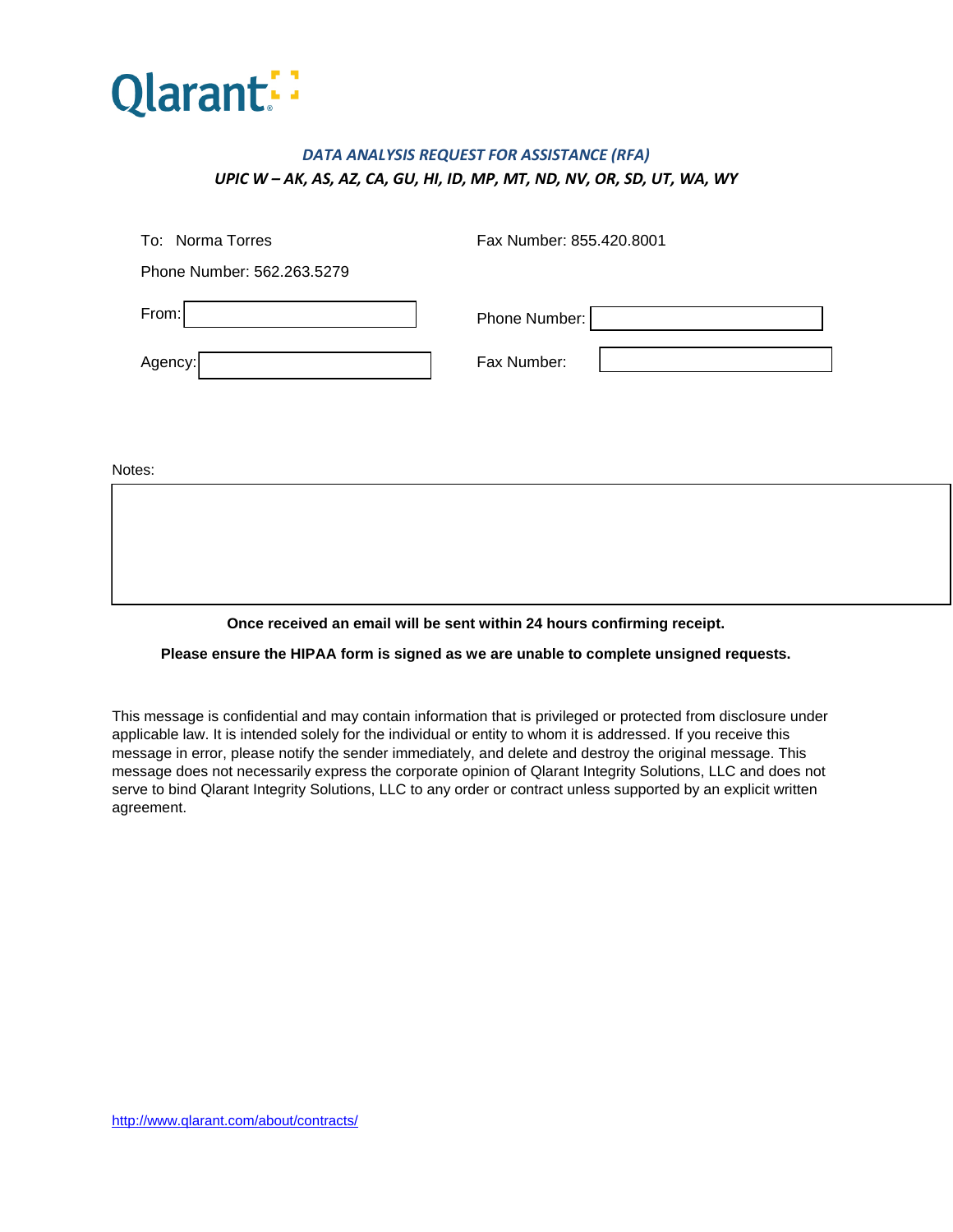Qlarant

***DATA ANALYSIS REQUEST FOR ASSISTANCE (RFA)***

***UPIC W – AK, AS, AZ, CA, GU, HI, ID, MP, MT, ND, NV, OR, SD, UT, WA, WY***

To: Norma Torres

Fax Number: 855.420.8001

Phone Number: 562.263.5279

From: 

Phone Number: 

Agency: 

Fax Number: 

Notes:

**Once received an email will be sent within 24 hours confirming receipt.**

**Please ensure the HIPAA form is signed as we are unable to complete unsigned requests.**

This message is confidential and may contain information that is privileged or protected from disclosure under applicable law. It is intended solely for the individual or entity to whom it is addressed. If you receive this message in error, please notify the sender immediately, and delete and destroy the original message. This message does not necessarily express the corporate opinion of Qlarant Integrity Solutions, LLC and does not serve to bind Qlarant Integrity Solutions, LLC to any order or contract unless supported by an explicit written agreement.

http://www.qlarant.com/about/contracts/